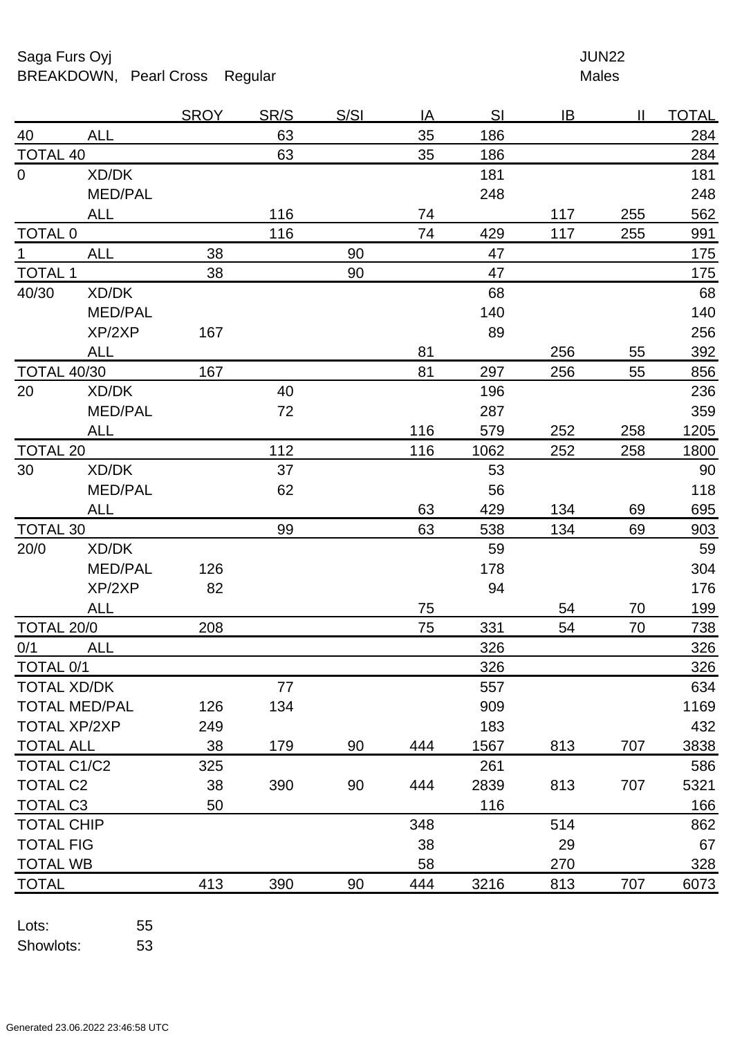Saga Furs Oyj

BREAKDOWN, Pearl Cross Regular

JUN22

Males

| | | SROY | SR/S | S/SI | IA | SI | IB | II | TOTAL |
|---|---|---|---|---|---|---|---|---|---|
| 40 | ALL | | 63 | | 35 | 186 | | | 284 |
| TOTAL 40 | | | 63 | | 35 | 186 | | | 284 |
| 0 | XD/DK | | | | | 181 | | | 181 |
| | MED/PAL | | | | | 248 | | | 248 |
| | ALL | | 116 | | 74 | | 117 | 255 | 562 |
| TOTAL 0 | | | 116 | | 74 | 429 | 117 | 255 | 991 |
| 1 | ALL | 38 | | 90 | | 47 | | | 175 |
| TOTAL 1 | | 38 | | 90 | | 47 | | | 175 |
| 40/30 | XD/DK | | | | | 68 | | | 68 |
| | MED/PAL | | | | | 140 | | | 140 |
| | XP/2XP | 167 | | | | 89 | | | 256 |
| | ALL | | | | 81 | | 256 | 55 | 392 |
| TOTAL 40/30 | | 167 | | | 81 | 297 | 256 | 55 | 856 |
| 20 | XD/DK | | 40 | | | 196 | | | 236 |
| | MED/PAL | | 72 | | | 287 | | | 359 |
| | ALL | | | | 116 | 579 | 252 | 258 | 1205 |
| TOTAL 20 | | | 112 | | 116 | 1062 | 252 | 258 | 1800 |
| 30 | XD/DK | | 37 | | | 53 | | | 90 |
| | MED/PAL | | 62 | | | 56 | | | 118 |
| | ALL | | | | 63 | 429 | 134 | 69 | 695 |
| TOTAL 30 | | | 99 | | 63 | 538 | 134 | 69 | 903 |
| 20/0 | XD/DK | | | | | 59 | | | 59 |
| | MED/PAL | 126 | | | | 178 | | | 304 |
| | XP/2XP | 82 | | | | 94 | | | 176 |
| | ALL | | | | 75 | | 54 | 70 | 199 |
| TOTAL 20/0 | | 208 | | | 75 | 331 | 54 | 70 | 738 |
| 0/1 | ALL | | | | | 326 | | | 326 |
| TOTAL 0/1 | | | | | | 326 | | | 326 |
| TOTAL XD/DK | | | 77 | | | 557 | | | 634 |
| TOTAL MED/PAL | | 126 | 134 | | | 909 | | | 1169 |
| TOTAL XP/2XP | | 249 | | | | 183 | | | 432 |
| TOTAL ALL | | 38 | 179 | 90 | 444 | 1567 | 813 | 707 | 3838 |
| TOTAL C1/C2 | | 325 | | | | 261 | | | 586 |
| TOTAL C2 | | 38 | 390 | 90 | 444 | 2839 | 813 | 707 | 5321 |
| TOTAL C3 | | 50 | | | | 116 | | | 166 |
| TOTAL CHIP | | | | | 348 | | 514 | | 862 |
| TOTAL FIG | | | | | 38 | | 29 | | 67 |
| TOTAL WB | | | | | 58 | | 270 | | 328 |
| TOTAL | | 413 | 390 | 90 | 444 | 3216 | 813 | 707 | 6073 |

Lots: 55

Showlots: 53

Generated 23.06.2022 23:46:58 UTC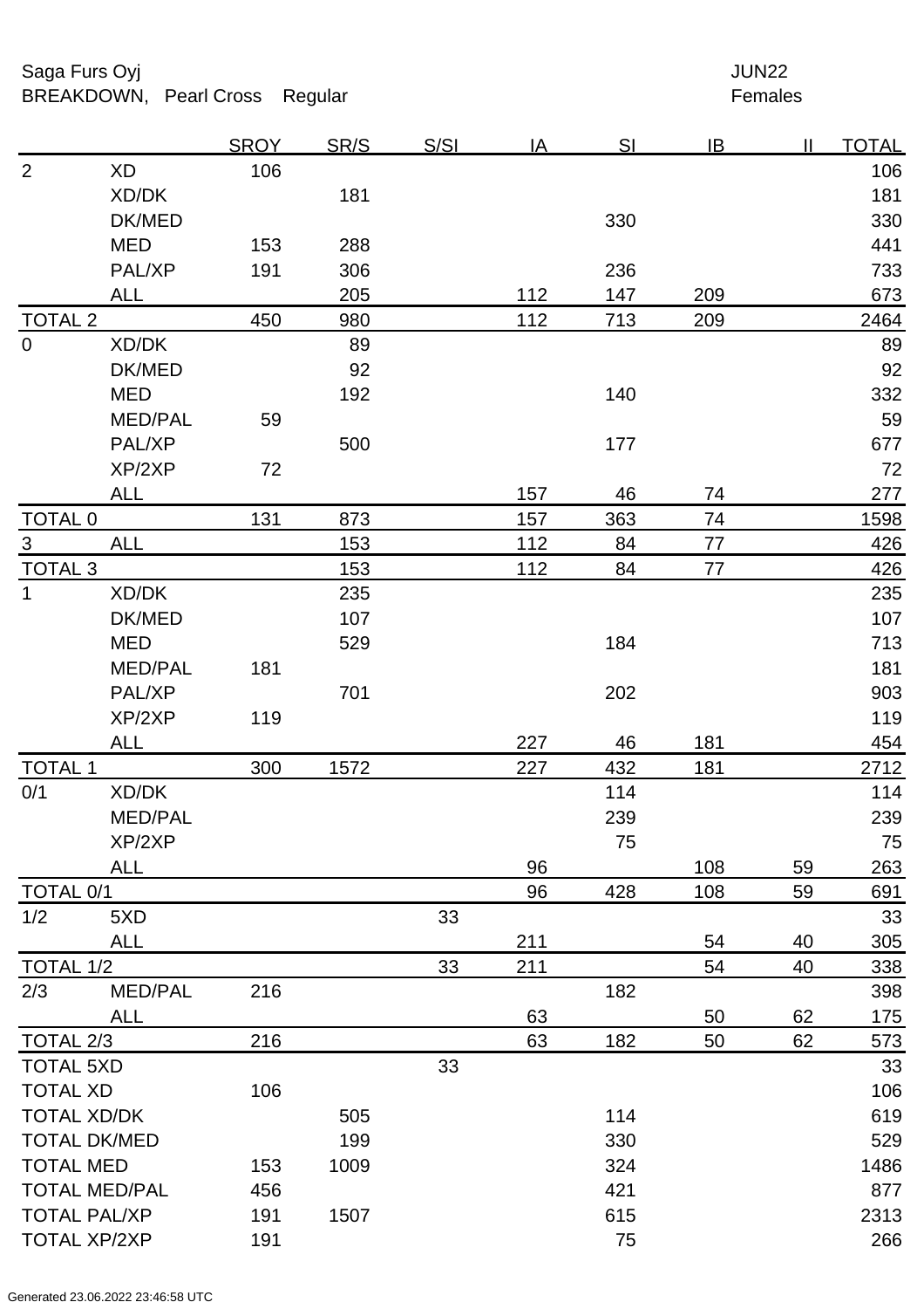Saga Furs Oyj

BREAKDOWN, Pearl Cross Regular

JUN22

Females

| | | SROY | SR/S | S/SI | IA | SI | IB | II | TOTAL |
|---|---|---|---|---|---|---|---|---|---|
| 2 | XD | 106 | | | | | | | 106 |
| | XD/DK | | 181 | | | | | | 181 |
| | DK/MED | | | | | 330 | | | 330 |
| | MED | 153 | 288 | | | | | | 441 |
| | PAL/XP | 191 | 306 | | | 236 | | | 733 |
| | ALL | | 205 | | 112 | 147 | 209 | | 673 |
| TOTAL 2 | | 450 | 980 | | 112 | 713 | 209 | | 2464 |
| 0 | XD/DK | | 89 | | | | | | 89 |
| | DK/MED | | 92 | | | | | | 92 |
| | MED | | 192 | | | 140 | | | 332 |
| | MED/PAL | 59 | | | | | | | 59 |
| | PAL/XP | | 500 | | | 177 | | | 677 |
| | XP/2XP | 72 | | | | | | | 72 |
| | ALL | | | | 157 | 46 | 74 | | 277 |
| TOTAL 0 | | 131 | 873 | | 157 | 363 | 74 | | 1598 |
| 3 | ALL | | 153 | | 112 | 84 | 77 | | 426 |
| TOTAL 3 | | | 153 | | 112 | 84 | 77 | | 426 |
| 1 | XD/DK | | 235 | | | | | | 235 |
| | DK/MED | | 107 | | | | | | 107 |
| | MED | | 529 | | | 184 | | | 713 |
| | MED/PAL | 181 | | | | | | | 181 |
| | PAL/XP | | 701 | | | 202 | | | 903 |
| | XP/2XP | 119 | | | | | | | 119 |
| | ALL | | | | 227 | 46 | 181 | | 454 |
| TOTAL 1 | | 300 | 1572 | | 227 | 432 | 181 | | 2712 |
| 0/1 | XD/DK | | | | | 114 | | | 114 |
| | MED/PAL | | | | | 239 | | | 239 |
| | XP/2XP | | | | | 75 | | | 75 |
| | ALL | | | | 96 | | 108 | 59 | 263 |
| TOTAL 0/1 | | | | | 96 | 428 | 108 | 59 | 691 |
| 1/2 | 5XD | | | 33 | | | | | 33 |
| | ALL | | | | 211 | | 54 | 40 | 305 |
| TOTAL 1/2 | | | | 33 | 211 | | 54 | 40 | 338 |
| 2/3 | MED/PAL | 216 | | | | 182 | | | 398 |
| | ALL | | | | 63 | | 50 | 62 | 175 |
| TOTAL 2/3 | | 216 | | | 63 | 182 | 50 | 62 | 573 |
| TOTAL 5XD | | | | 33 | | | | | 33 |
| TOTAL XD | | 106 | | | | | | | 106 |
| TOTAL XD/DK | | | 505 | | | 114 | | | 619 |
| TOTAL DK/MED | | | 199 | | | 330 | | | 529 |
| TOTAL MED | | 153 | 1009 | | | 324 | | | 1486 |
| TOTAL MED/PAL | | 456 | | | | 421 | | | 877 |
| TOTAL PAL/XP | | 191 | 1507 | | | 615 | | | 2313 |
| TOTAL XP/2XP | | 191 | | | | 75 | | | 266 |

Generated 23.06.2022 23:46:58 UTC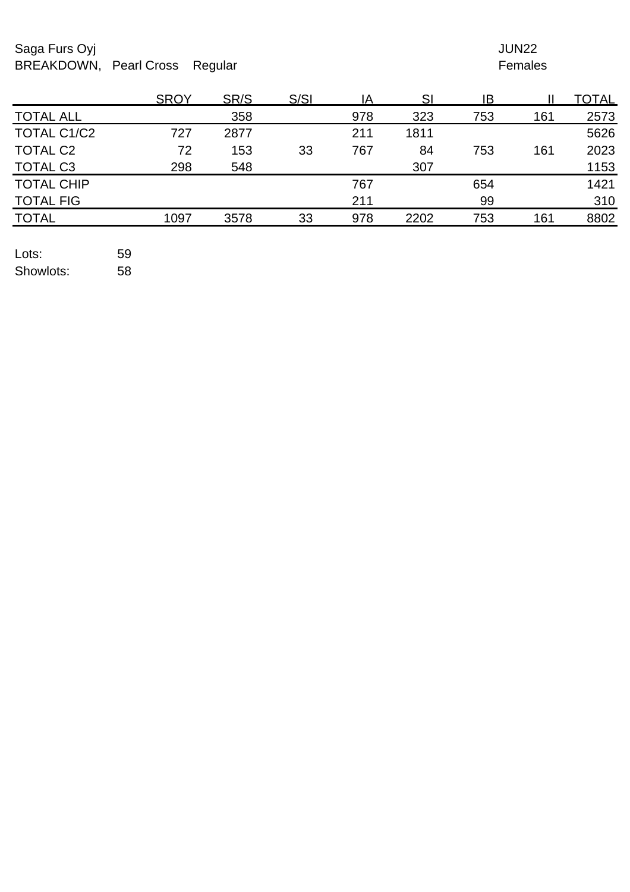Saga Furs Oyj
BREAKDOWN, Pearl Cross Regular

JUN22
Females

| | SROY | SR/S | S/SI | IA | SI | IB | II | TOTAL |
|---|---|---|---|---|---|---|---|---|
| TOTAL ALL | | 358 | | 978 | 323 | 753 | 161 | 2573 |
| TOTAL C1/C2 | 727 | 2877 | | 211 | 1811 | | | 5626 |
| TOTAL C2 | 72 | 153 | 33 | 767 | 84 | 753 | 161 | 2023 |
| TOTAL C3 | 298 | 548 | | | 307 | | | 1153 |
| TOTAL CHIP | | | | 767 | | 654 | | 1421 |
| TOTAL FIG | | | | 211 | | 99 | | 310 |
| TOTAL | 1097 | 3578 | 33 | 978 | 2202 | 753 | 161 | 8802 |

Lots: 59
Showlots: 58